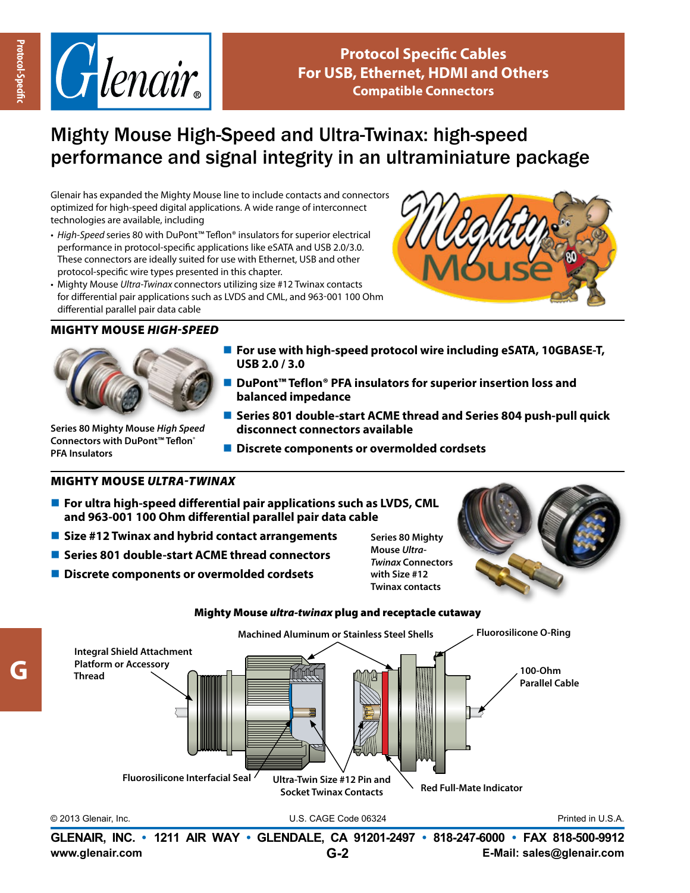# Protocol Specific Cables For USB, Ethernet, HDMI and Others Compatible Connectors

## Mighty Mouse High-Speed and Ultra-Twinax: high-speed performance and signal integrity in an ultraminiature package

Glenair has expanded the Mighty Mouse line to include contacts and connectors optimized for high-speed digital applications. A wide range of interconnect technologies are available, including

- *High-Speed* series 80 with DuPont™ Teflon® insulators for superior electrical performance in protocol-specific applications like eSATA and USB 2.0/3.0. These connectors are ideally suited for use with Ethernet, USB and other protocol-specific wire types presented in this chapter.
- Mighty Mouse *Ultra-Twinax* connectors utilizing size #12 Twinax contacts for differential pair applications such as LVDS and CML, and 963-001 100 Ohm differential parallel pair data cable

### MIGHTY MOUSE *HIGH-SPEED*

Series 80 Mighty Mouse *High Speed* Connectors with DuPont™ Teflon® PFA Insulators

- **For use with high-speed protocol wire including eSATA, 10GBASE-T, USB 2.0 / 3.0**
- **DuPont™ Teflon® PFA insulators for superior insertion loss and balanced impedance**
- **Series 801 double-start ACME thread and Series 804 push-pull quick disconnect connectors available**
- **Discrete components or overmolded cordsets**

### MIGHTY MOUSE *ULTRA-TWINAX*

- **For ultra high-speed differential pair applications such as LVDS, CML and 963-001 100 Ohm differential parallel pair data cable**
- **Size #12 Twinax and hybrid contact arrangements**
- **Series 801 double-start ACME thread connectors**
- **Discrete components or overmolded cordsets**

Series 80 Mighty Mouse *Ultra-Twinax* Connectors with Size #12 Twinax contacts

**Mighty Mouse *ultra-twinax* plug and receptacle cutaway**

Machined Aluminum or Stainless Steel Shells
Fluorosilicone O-Ring
Integral Shield Attachment Platform or Accessory Thread
100-Ohm Parallel Cable
Fluorosilicone Interfacial Seal
Ultra-Twin Size #12 Pin and Socket Twinax Contacts
Red Full-Mate Indicator

© 2013 Glenair, Inc. U.S. CAGE Code 06324 Printed in U.S.A.

GLENAIR, INC. • 1211 AIR WAY • GLENDALE, CA 91201-2497 • 818-247-6000 • FAX 818-500-9912
www.glenair.com E-Mail: sales@glenair.com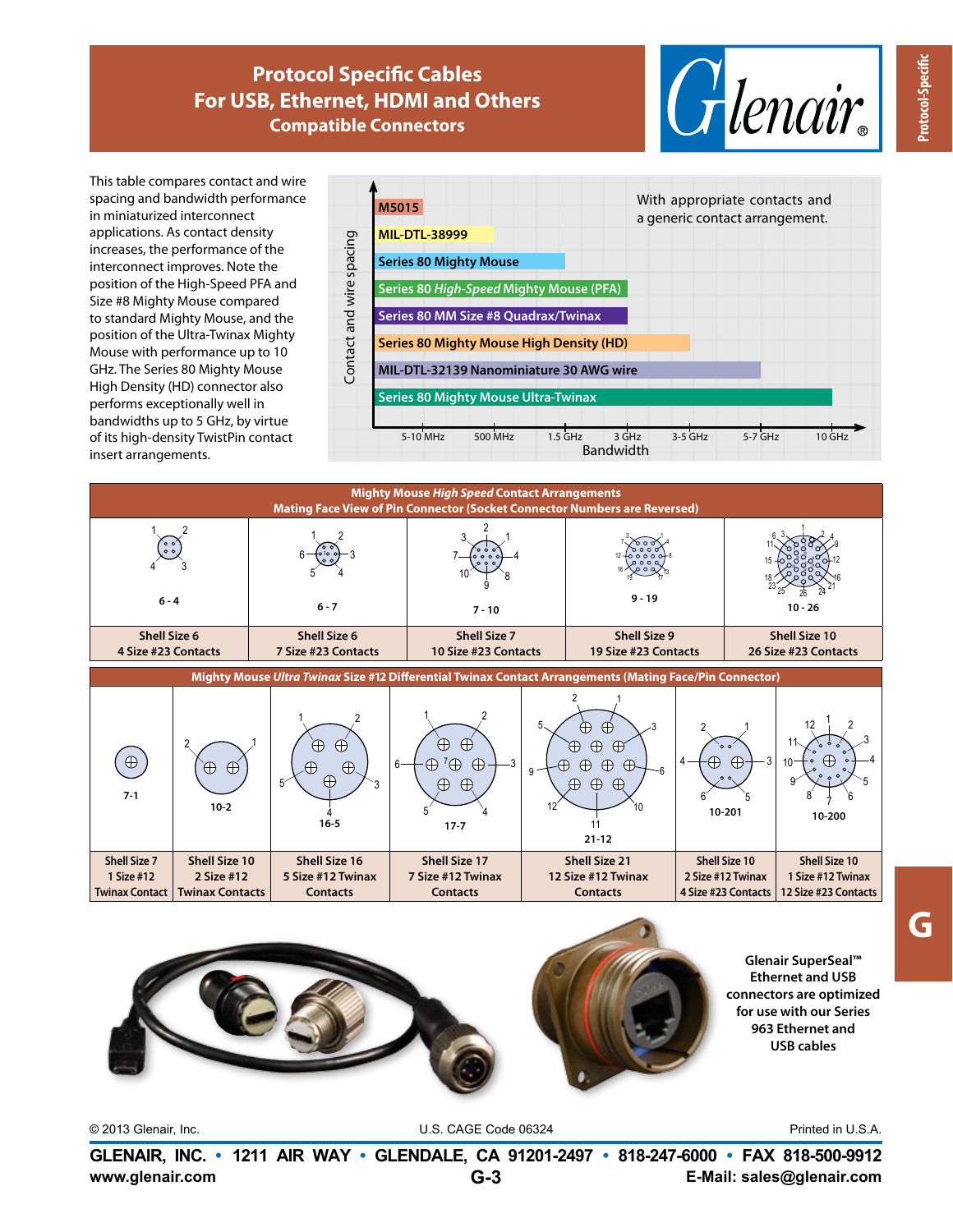# Protocol Specific Cables For USB, Ethernet, HDMI and Others

## Compatible Connectors

This table compares contact and wire spacing and bandwidth performance in miniaturized interconnect applications. As contact density increases, the performance of the interconnect improves. Note the position of the High-Speed PFA and Size #8 Mighty Mouse compared to standard Mighty Mouse, and the position of the Ultra-Twinax Mighty Mouse with performance up to 10 GHz. The Series 80 Mighty Mouse High Density (HD) connector also performs exceptionally well in bandwidths up to 5 GHz, by virtue of its high-density TwistPin contact insert arrangements.

With appropriate contacts and a generic contact arrangement.

Contact and wire spacing

M5015
MIL-DTL-38999
Series 80 Mighty Mouse
Series 80 *High-Speed* Mighty Mouse (PFA)
Series 80 MM Size #8 Quadrax/Twinax
Series 80 Mighty Mouse High Density (HD)
MIL-DTL-32139 Nanominiature 30 AWG wire
Series 80 Mighty Mouse Ultra-Twinax

5-10 MHz, 500 MHz, 1.5 GHz, 3 GHz, 3-5 GHz, 5-7 GHz, 10 GHz

Bandwidth

### Mighty Mouse *High Speed* Contact Arrangements
Mating Face View of Pin Connector (Socket Connector Numbers are Reversed)

| 6 - 4 | 6 - 7 | 7 - 10 | 9 - 19 | 10 - 26 |
|---|---|---|---|---|
| Shell Size 6<br>4 Size #23 Contacts | Shell Size 6<br>7 Size #23 Contacts | Shell Size 7<br>10 Size #23 Contacts | Shell Size 9<br>19 Size #23 Contacts | Shell Size 10<br>26 Size #23 Contacts |

### Mighty Mouse *Ultra Twinax* Size #12 Differential Twinax Contact Arrangements (Mating Face/Pin Connector)

| 7-1 | 10-2 | 16-5 | 17-7 | 21-12 | 10-201 | 10-200 |
|---|---|---|---|---|---|---|
| Shell Size 7<br>1 Size #12<br>Twinax Contact | Shell Size 10<br>2 Size #12<br>Twinax Contacts | Shell Size 16<br>5 Size #12 Twinax<br>Contacts | Shell Size 17<br>7 Size #12 Twinax<br>Contacts | Shell Size 21<br>12 Size #12 Twinax<br>Contacts | Shell Size 10<br>2 Size #12 Twinax<br>4 Size #23 Contacts | Shell Size 10<br>1 Size #12 Twinax<br>12 Size #23 Contacts |

Glenair SuperSeal™ Ethernet and USB connectors are optimized for use with our Series 963 Ethernet and USB cables